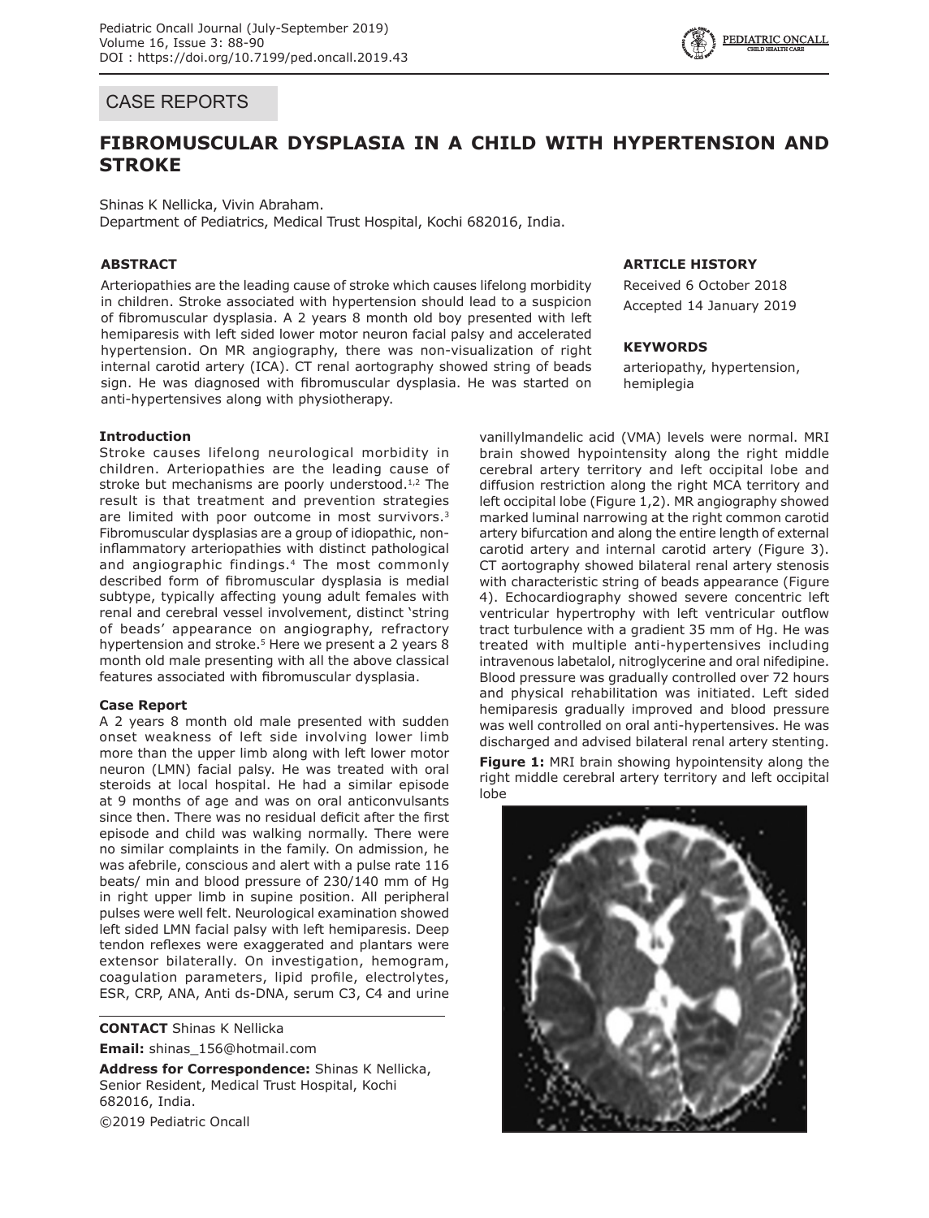## CASE REPORTS

# FIBROMUSCULAR DYSPLASIA IN A CHILD WITH HYPERTENSION AND STROKE

Shinas K Nellicka, Vivin Abraham.
Department of Pediatrics, Medical Trust Hospital, Kochi 682016, India.

### ABSTRACT

Arteriopathies are the leading cause of stroke which causes lifelong morbidity in children. Stroke associated with hypertension should lead to a suspicion of fibromuscular dysplasia. A 2 years 8 month old boy presented with left hemiparesis with left sided lower motor neuron facial palsy and accelerated hypertension. On MR angiography, there was non-visualization of right internal carotid artery (ICA). CT renal aortography showed string of beads sign. He was diagnosed with fibromuscular dysplasia. He was started on anti-hypertensives along with physiotherapy.

### ARTICLE HISTORY

Received 6 October 2018

Accepted 14 January 2019

### KEYWORDS

arteriopathy, hypertension, hemiplegia

### Introduction

Stroke causes lifelong neurological morbidity in children. Arteriopathies are the leading cause of stroke but mechanisms are poorly understood.[1,2] The result is that treatment and prevention strategies are limited with poor outcome in most survivors.[3] Fibromuscular dysplasias are a group of idiopathic, non-inflammatory arteriopathies with distinct pathological and angiographic findings.[4] The most commonly described form of fibromuscular dysplasia is medial subtype, typically affecting young adult females with renal and cerebral vessel involvement, distinct 'string of beads' appearance on angiography, refractory hypertension and stroke.[5] Here we present a 2 years 8 month old male presenting with all the above classical features associated with fibromuscular dysplasia.

### Case Report

A 2 years 8 month old male presented with sudden onset weakness of left side involving lower limb more than the upper limb along with left lower motor neuron (LMN) facial palsy. He was treated with oral steroids at local hospital. He had a similar episode at 9 months of age and was on oral anticonvulsants since then. There was no residual deficit after the first episode and child was walking normally. There were no similar complaints in the family. On admission, he was afebrile, conscious and alert with a pulse rate 116 beats/ min and blood pressure of 230/140 mm of Hg in right upper limb in supine position. All peripheral pulses were well felt. Neurological examination showed left sided LMN facial palsy with left hemiparesis. Deep tendon reflexes were exaggerated and plantars were extensor bilaterally. On investigation, hemogram, coagulation parameters, lipid profile, electrolytes, ESR, CRP, ANA, Anti ds-DNA, serum C3, C4 and urine vanillylmandelic acid (VMA) levels were normal. MRI brain showed hypointensity along the right middle cerebral artery territory and left occipital lobe and diffusion restriction along the right MCA territory and left occipital lobe (Figure 1,2). MR angiography showed marked luminal narrowing at the right common carotid artery bifurcation and along the entire length of external carotid artery and internal carotid artery (Figure 3). CT aortography showed bilateral renal artery stenosis with characteristic string of beads appearance (Figure 4). Echocardiography showed severe concentric left ventricular hypertrophy with left ventricular outflow tract turbulence with a gradient 35 mm of Hg. He was treated with multiple anti-hypertensives including intravenous labetalol, nitroglycerine and oral nifedipine. Blood pressure was gradually controlled over 72 hours and physical rehabilitation was initiated. Left sided hemiparesis gradually improved and blood pressure was well controlled on oral anti-hypertensives. He was discharged and advised bilateral renal artery stenting.

**Figure 1:** MRI brain showing hypointensity along the right middle cerebral artery territory and left occipital lobe

**CONTACT** Shinas K Nellicka

**Email:** shinas_156@hotmail.com

**Address for Correspondence:** Shinas K Nellicka, Senior Resident, Medical Trust Hospital, Kochi 682016, India.

©2019 Pediatric Oncall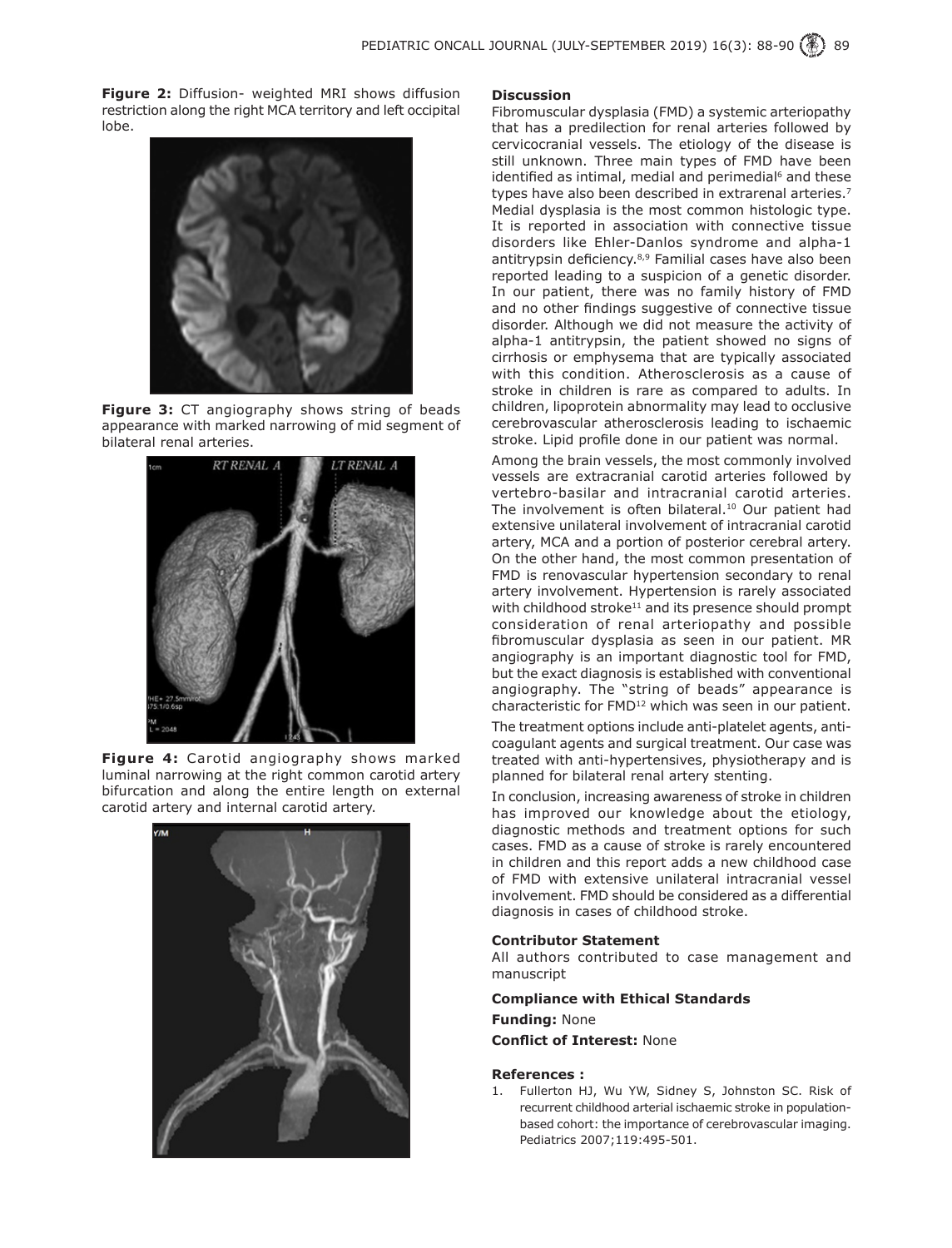**Figure 2:** Diffusion- weighted MRI shows diffusion restriction along the right MCA territory and left occipital lobe.

**Figure 3:** CT angiography shows string of beads appearance with marked narrowing of mid segment of bilateral renal arteries.

**Figure 4:** Carotid angiography shows marked luminal narrowing at the right common carotid artery bifurcation and along the entire length on external carotid artery and internal carotid artery.

## Discussion

Fibromuscular dysplasia (FMD) a systemic arteriopathy that has a predilection for renal arteries followed by cervicocranial vessels. The etiology of the disease is still unknown. Three main types of FMD have been identified as intimal, medial and perimedial[6] and these types have also been described in extrarenal arteries.[7] Medial dysplasia is the most common histologic type. It is reported in association with connective tissue disorders like Ehler-Danlos syndrome and alpha-1 antitrypsin deficiency.[8,9] Familial cases have also been reported leading to a suspicion of a genetic disorder. In our patient, there was no family history of FMD and no other findings suggestive of connective tissue disorder. Although we did not measure the activity of alpha-1 antitrypsin, the patient showed no signs of cirrhosis or emphysema that are typically associated with this condition. Atherosclerosis as a cause of stroke in children is rare as compared to adults. In children, lipoprotein abnormality may lead to occlusive cerebrovascular atherosclerosis leading to ischaemic stroke. Lipid profile done in our patient was normal.

Among the brain vessels, the most commonly involved vessels are extracranial carotid arteries followed by vertebro-basilar and intracranial carotid arteries. The involvement is often bilateral.[10] Our patient had extensive unilateral involvement of intracranial carotid artery, MCA and a portion of posterior cerebral artery. On the other hand, the most common presentation of FMD is renovascular hypertension secondary to renal artery involvement. Hypertension is rarely associated with childhood stroke[11] and its presence should prompt consideration of renal arteriopathy and possible fibromuscular dysplasia as seen in our patient. MR angiography is an important diagnostic tool for FMD, but the exact diagnosis is established with conventional angiography. The "string of beads" appearance is characteristic for FMD[12] which was seen in our patient.

The treatment options include anti-platelet agents, anti-coagulant agents and surgical treatment. Our case was treated with anti-hypertensives, physiotherapy and is planned for bilateral renal artery stenting.

In conclusion, increasing awareness of stroke in children has improved our knowledge about the etiology, diagnostic methods and treatment options for such cases. FMD as a cause of stroke is rarely encountered in children and this report adds a new childhood case of FMD with extensive unilateral intracranial vessel involvement. FMD should be considered as a differential diagnosis in cases of childhood stroke.

### Contributor Statement

All authors contributed to case management and manuscript

### Compliance with Ethical Standards

**Funding:** None

**Conflict of Interest:** None

### References :

1. Fullerton HJ, Wu YW, Sidney S, Johnston SC. Risk of recurrent childhood arterial ischaemic stroke in population-based cohort: the importance of cerebrovascular imaging. Pediatrics 2007;119:495-501.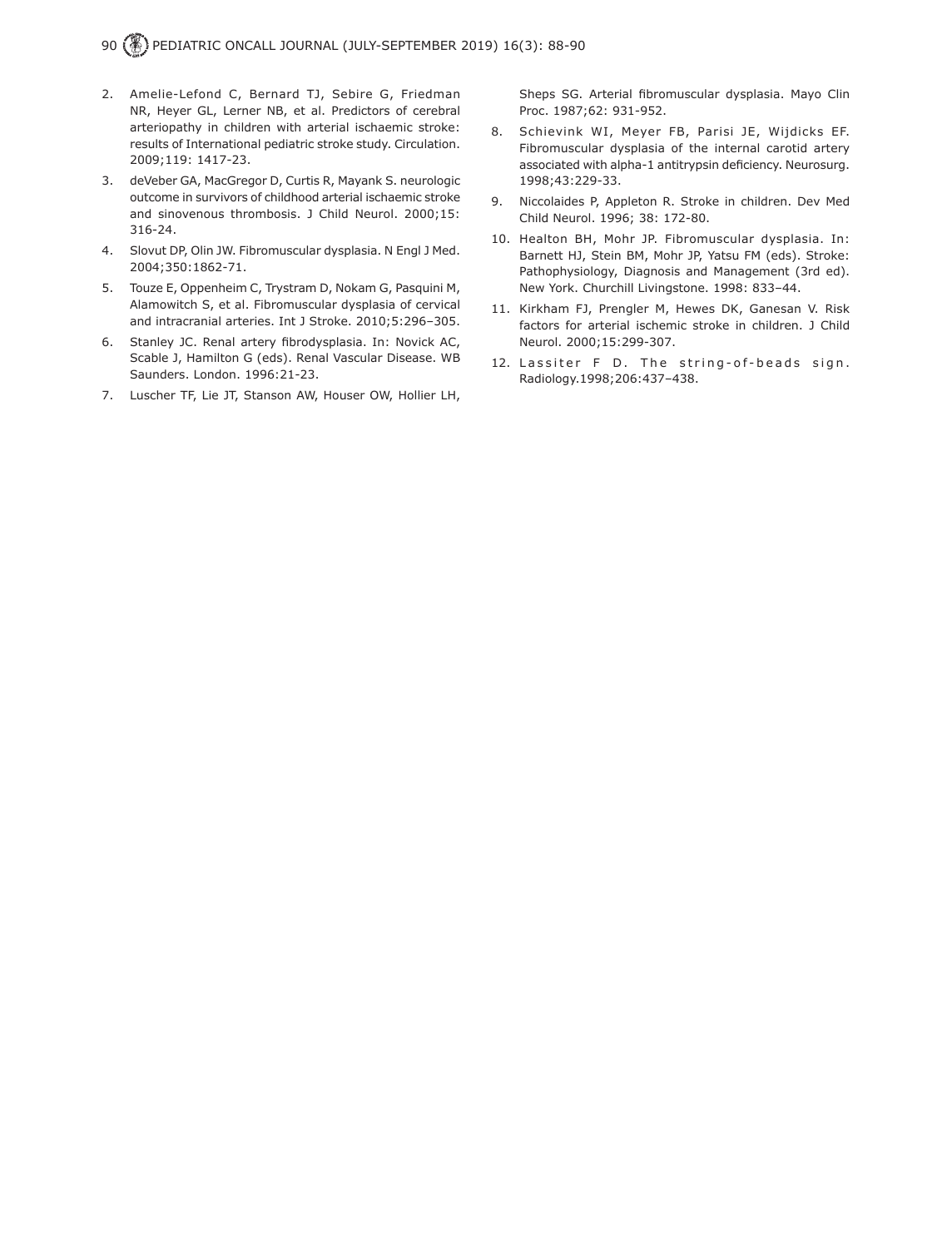2. Amelie-Lefond C, Bernard TJ, Sebire G, Friedman NR, Heyer GL, Lerner NB, et al. Predictors of cerebral arteriopathy in children with arterial ischaemic stroke: results of International pediatric stroke study. Circulation. 2009;119: 1417-23.
3. deVeber GA, MacGregor D, Curtis R, Mayank S. neurologic outcome in survivors of childhood arterial ischaemic stroke and sinovenous thrombosis. J Child Neurol. 2000;15: 316-24.
4. Slovut DP, Olin JW. Fibromuscular dysplasia. N Engl J Med. 2004;350:1862-71.
5. Touze E, Oppenheim C, Trystram D, Nokam G, Pasquini M, Alamowitch S, et al. Fibromuscular dysplasia of cervical and intracranial arteries. Int J Stroke. 2010;5:296–305.
6. Stanley JC. Renal artery fibrodysplasia. In: Novick AC, Scable J, Hamilton G (eds). Renal Vascular Disease. WB Saunders. London. 1996:21-23.
7. Luscher TF, Lie JT, Stanson AW, Houser OW, Hollier LH, Sheps SG. Arterial fibromuscular dysplasia. Mayo Clin Proc. 1987;62: 931-952.
8. Schievink WI, Meyer FB, Parisi JE, Wijdicks EF. Fibromuscular dysplasia of the internal carotid artery associated with alpha-1 antitrypsin deficiency. Neurosurg. 1998;43:229-33.
9. Niccolaides P, Appleton R. Stroke in children. Dev Med Child Neurol. 1996; 38: 172-80.
10. Healton BH, Mohr JP. Fibromuscular dysplasia. In: Barnett HJ, Stein BM, Mohr JP, Yatsu FM (eds). Stroke: Pathophysiology, Diagnosis and Management (3rd ed). New York. Churchill Livingstone. 1998: 833–44.
11. Kirkham FJ, Prengler M, Hewes DK, Ganesan V. Risk factors for arterial ischemic stroke in children. J Child Neurol. 2000;15:299-307.
12. Lassiter F D. The string-of-beads sign. Radiology.1998;206:437–438.